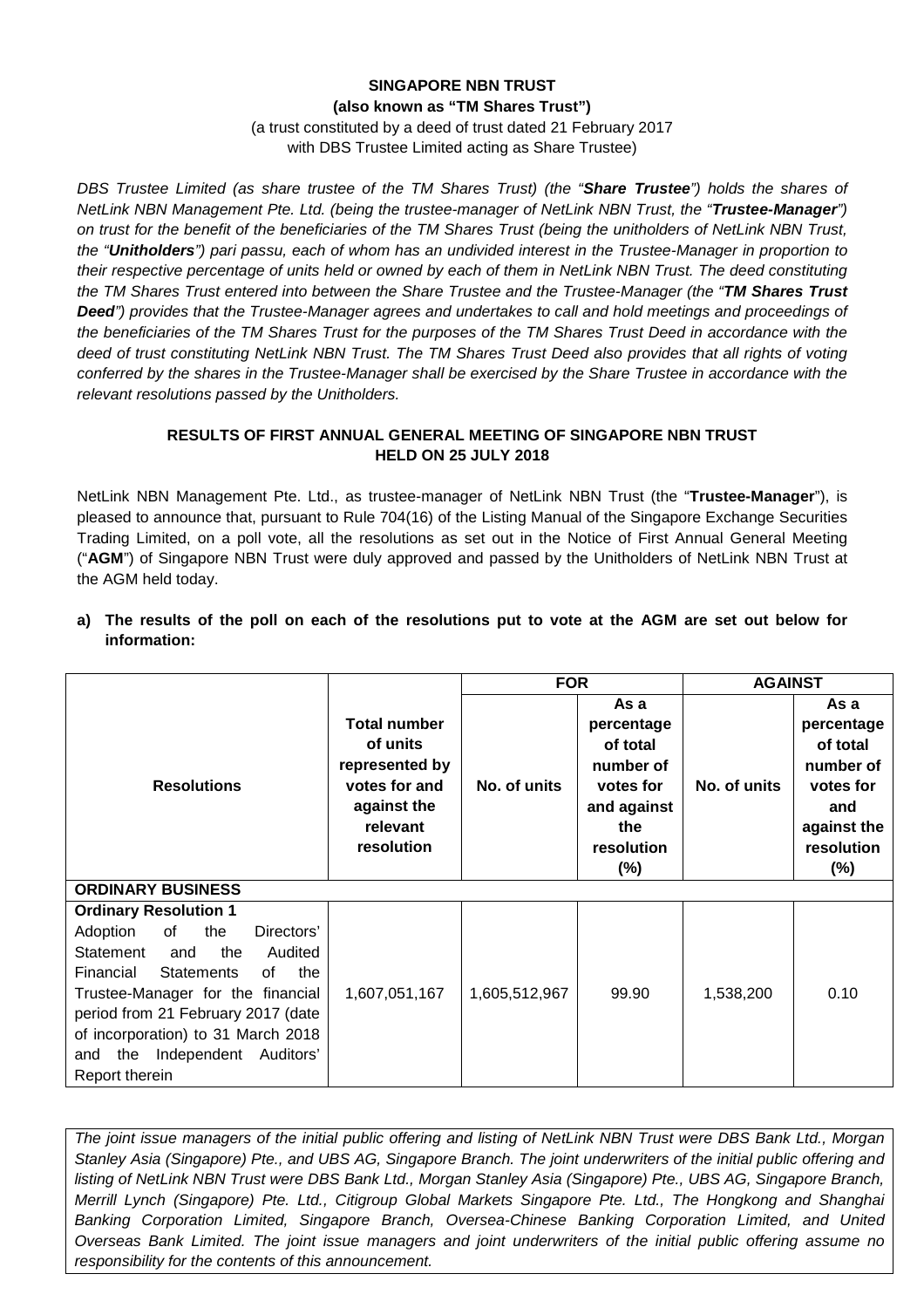**SINGAPORE NBN TRUST**
**(also known as "TM Shares Trust")**
(a trust constituted by a deed of trust dated 21 February 2017
with DBS Trustee Limited acting as Share Trustee)

*DBS Trustee Limited (as share trustee of the TM Shares Trust) (the "**Share Trustee**") holds the shares of NetLink NBN Management Pte. Ltd. (being the trustee-manager of NetLink NBN Trust, the "**Trustee-Manager**") on trust for the benefit of the beneficiaries of the TM Shares Trust (being the unitholders of NetLink NBN Trust, the "**Unitholders**") pari passu, each of whom has an undivided interest in the Trustee-Manager in proportion to their respective percentage of units held or owned by each of them in NetLink NBN Trust. The deed constituting the TM Shares Trust entered into between the Share Trustee and the Trustee-Manager (the "**TM Shares Trust Deed**") provides that the Trustee-Manager agrees and undertakes to call and hold meetings and proceedings of the beneficiaries of the TM Shares Trust for the purposes of the TM Shares Trust Deed in accordance with the deed of trust constituting NetLink NBN Trust. The TM Shares Trust Deed also provides that all rights of voting conferred by the shares in the Trustee-Manager shall be exercised by the Share Trustee in accordance with the relevant resolutions passed by the Unitholders.*

**RESULTS OF FIRST ANNUAL GENERAL MEETING OF SINGAPORE NBN TRUST HELD ON 25 JULY 2018**

NetLink NBN Management Pte. Ltd., as trustee-manager of NetLink NBN Trust (the "**Trustee-Manager**"), is pleased to announce that, pursuant to Rule 704(16) of the Listing Manual of the Singapore Exchange Securities Trading Limited, on a poll vote, all the resolutions as set out in the Notice of First Annual General Meeting ("**AGM**") of Singapore NBN Trust were duly approved and passed by the Unitholders of NetLink NBN Trust at the AGM held today.

**a) The results of the poll on each of the resolutions put to vote at the AGM are set out below for information:**

| Resolutions | Total number of units represented by votes for and against the relevant resolution | FOR | | AGAINST | |
|---|---|---|---|---|---|
| | | No. of units | As a percentage of total number of votes for and against the resolution (%) | No. of units | As a percentage of total number of votes for and against the resolution (%) |
| **ORDINARY BUSINESS** | | | | | |
| **Ordinary Resolution 1** Adoption of the Directors' Statement and the Audited Financial Statements of the Trustee-Manager for the financial period from 21 February 2017 (date of incorporation) to 31 March 2018 and the Independent Auditors' Report therein | 1,607,051,167 | 1,605,512,967 | 99.90 | 1,538,200 | 0.10 |

*The joint issue managers of the initial public offering and listing of NetLink NBN Trust were DBS Bank Ltd., Morgan Stanley Asia (Singapore) Pte., and UBS AG, Singapore Branch. The joint underwriters of the initial public offering and listing of NetLink NBN Trust were DBS Bank Ltd., Morgan Stanley Asia (Singapore) Pte., UBS AG, Singapore Branch, Merrill Lynch (Singapore) Pte. Ltd., Citigroup Global Markets Singapore Pte. Ltd., The Hongkong and Shanghai Banking Corporation Limited, Singapore Branch, Oversea-Chinese Banking Corporation Limited, and United Overseas Bank Limited. The joint issue managers and joint underwriters of the initial public offering assume no responsibility for the contents of this announcement.*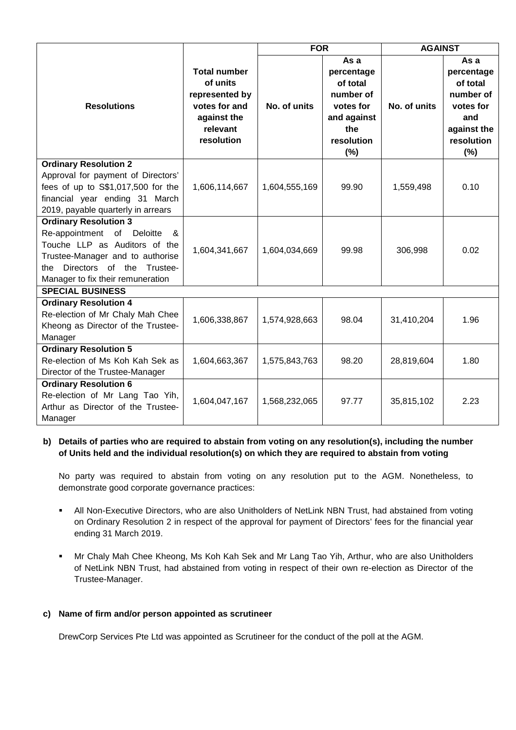| Resolutions | Total number of units represented by votes for and against the relevant resolution | FOR | | AGAINST | |
|---|---|---|---|---|---|
| | | No. of units | As a percentage of total number of votes for and against the resolution (%) | No. of units | As a percentage of total number of votes for and against the resolution (%) |
| **Ordinary Resolution 2** Approval for payment of Directors' fees of up to S$1,017,500 for the financial year ending 31 March 2019, payable quarterly in arrears | 1,606,114,667 | 1,604,555,169 | 99.90 | 1,559,498 | 0.10 |
| **Ordinary Resolution 3** Re-appointment of Deloitte & Touche LLP as Auditors of the Trustee-Manager and to authorise the Directors of the Trustee-Manager to fix their remuneration | 1,604,341,667 | 1,604,034,669 | 99.98 | 306,998 | 0.02 |
| **SPECIAL BUSINESS** | | | | | |
| **Ordinary Resolution 4** Re-election of Mr Chaly Mah Chee Kheong as Director of the Trustee-Manager | 1,606,338,867 | 1,574,928,663 | 98.04 | 31,410,204 | 1.96 |
| **Ordinary Resolution 5** Re-election of Ms Koh Kah Sek as Director of the Trustee-Manager | 1,604,663,367 | 1,575,843,763 | 98.20 | 28,819,604 | 1.80 |
| **Ordinary Resolution 6** Re-election of Mr Lang Tao Yih, Arthur as Director of the Trustee-Manager | 1,604,047,167 | 1,568,232,065 | 97.77 | 35,815,102 | 2.23 |

**b) Details of parties who are required to abstain from voting on any resolution(s), including the number of Units held and the individual resolution(s) on which they are required to abstain from voting**

No party was required to abstain from voting on any resolution put to the AGM. Nonetheless, to demonstrate good corporate governance practices:

- All Non-Executive Directors, who are also Unitholders of NetLink NBN Trust, had abstained from voting on Ordinary Resolution 2 in respect of the approval for payment of Directors' fees for the financial year ending 31 March 2019.

- Mr Chaly Mah Chee Kheong, Ms Koh Kah Sek and Mr Lang Tao Yih, Arthur, who are also Unitholders of NetLink NBN Trust, had abstained from voting in respect of their own re-election as Director of the Trustee-Manager.

**c) Name of firm and/or person appointed as scrutineer**

DrewCorp Services Pte Ltd was appointed as Scrutineer for the conduct of the poll at the AGM.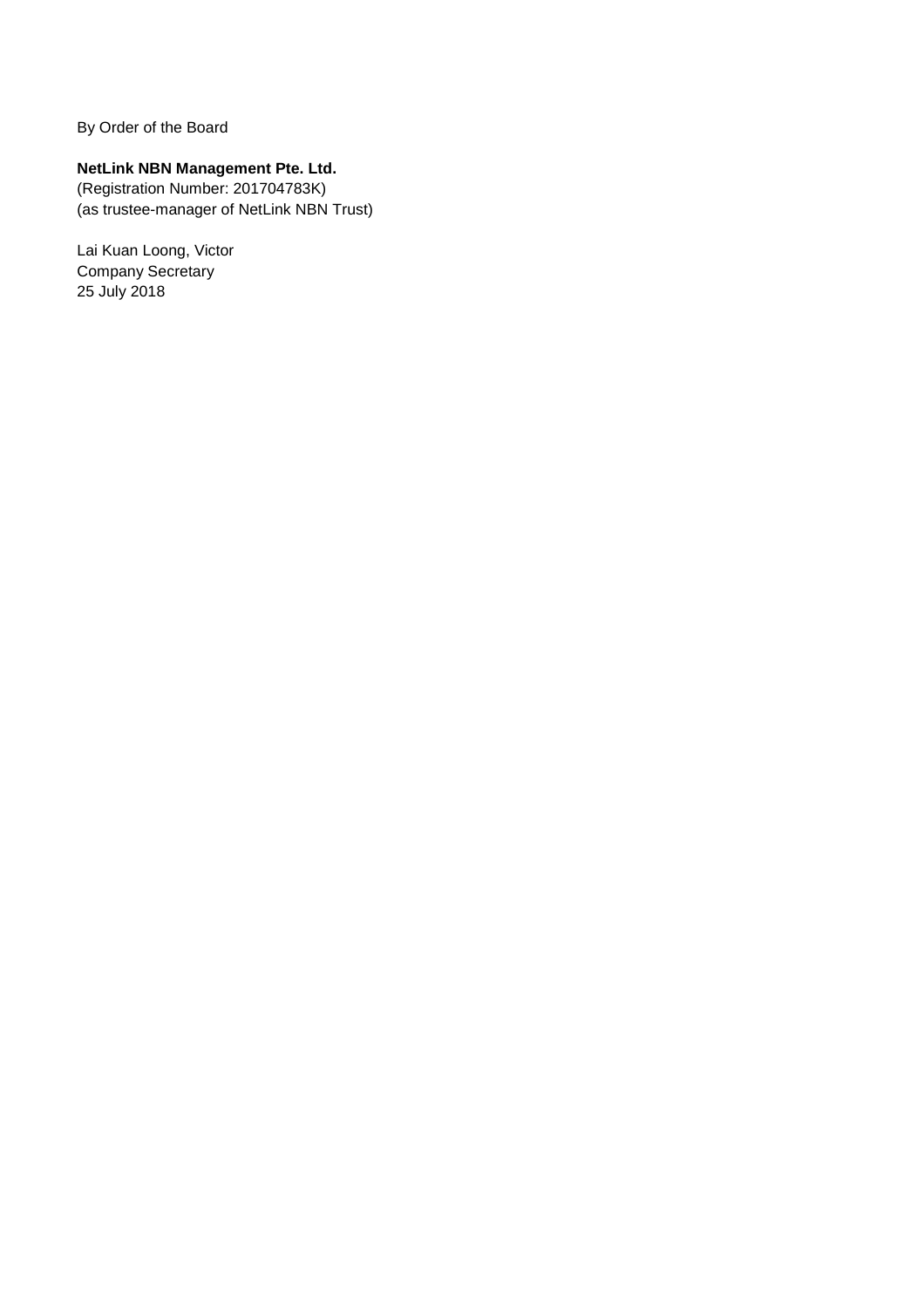By Order of the Board

**NetLink NBN Management Pte. Ltd.**
(Registration Number: 201704783K)
(as trustee-manager of NetLink NBN Trust)

Lai Kuan Loong, Victor
Company Secretary
25 July 2018